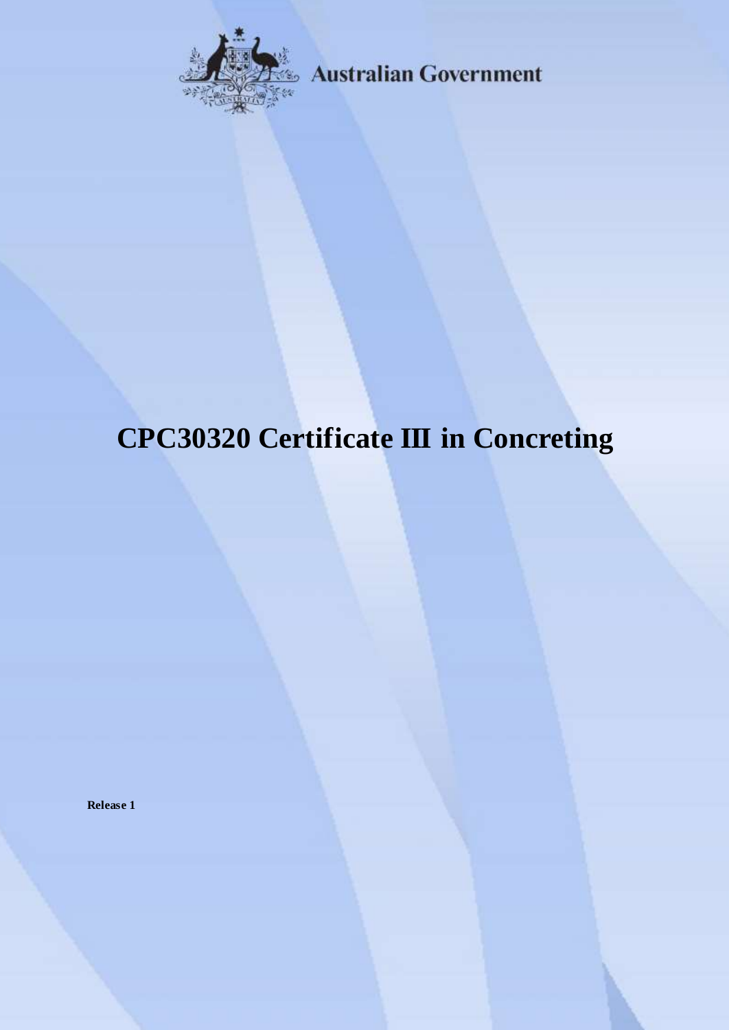Australian Government

# CPC30320 Certificate III in Concreting

**Release 1**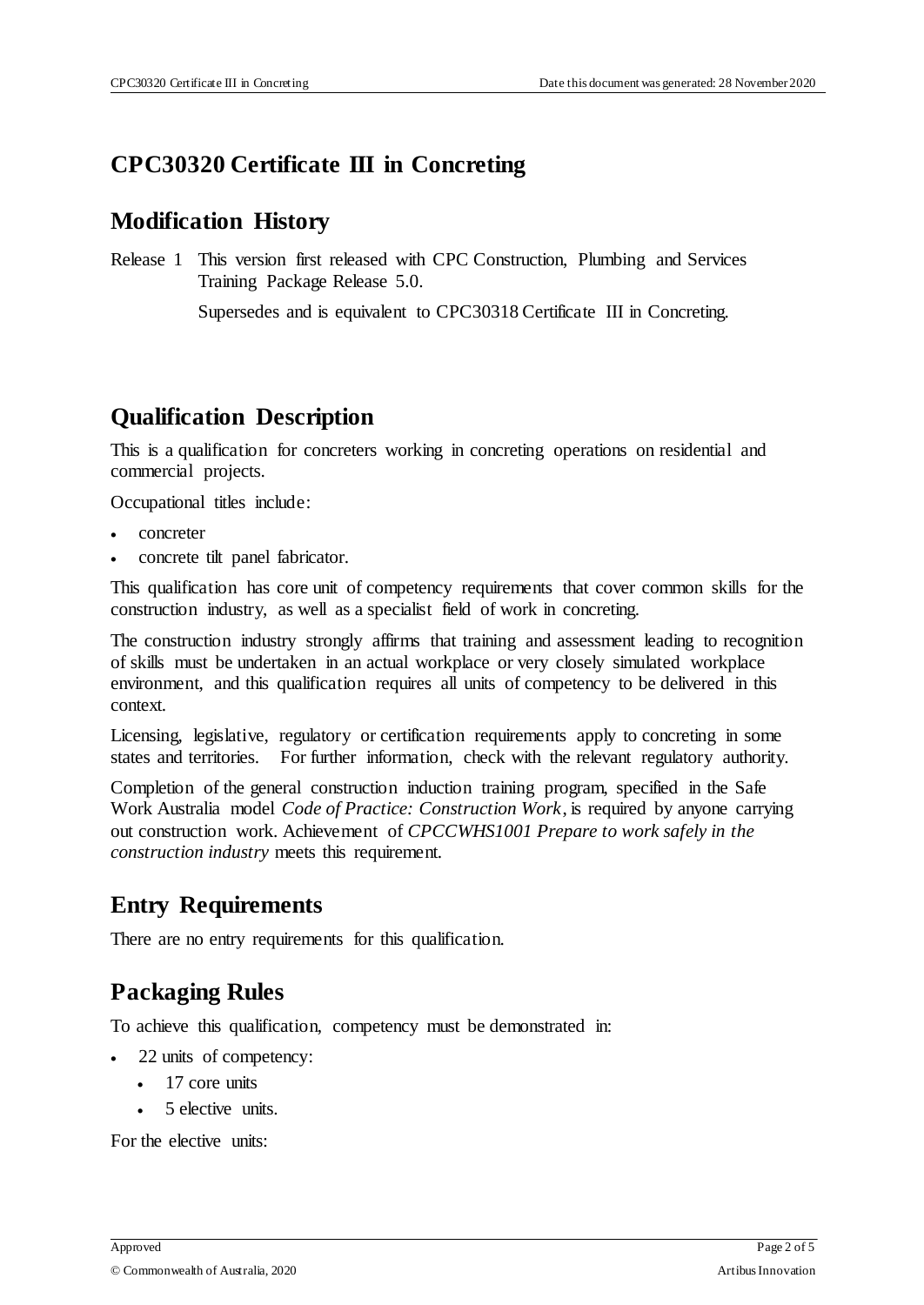# CPC30320 Certificate III in Concreting

## Modification History

Release 1 This version first released with CPC Construction, Plumbing and Services Training Package Release 5.0.

Supersedes and is equivalent to CPC30318 Certificate III in Concreting.

## Qualification Description

This is a qualification for concreters working in concreting operations on residential and commercial projects.

Occupational titles include:

- concreter
- concrete tilt panel fabricator.

This qualification has core unit of competency requirements that cover common skills for the construction industry, as well as a specialist field of work in concreting.

The construction industry strongly affirms that training and assessment leading to recognition of skills must be undertaken in an actual workplace or very closely simulated workplace environment, and this qualification requires all units of competency to be delivered in this context.

Licensing, legislative, regulatory or certification requirements apply to concreting in some states and territories. For further information, check with the relevant regulatory authority.

Completion of the general construction induction training program, specified in the Safe Work Australia model *Code of Practice: Construction Work*, is required by anyone carrying out construction work. Achievement of *CPCCWHS1001 Prepare to work safely in the construction industry* meets this requirement.

## Entry Requirements

There are no entry requirements for this qualification.

## Packaging Rules

To achieve this qualification, competency must be demonstrated in:

- 22 units of competency:
  - 17 core units
  - 5 elective units.

For the elective units: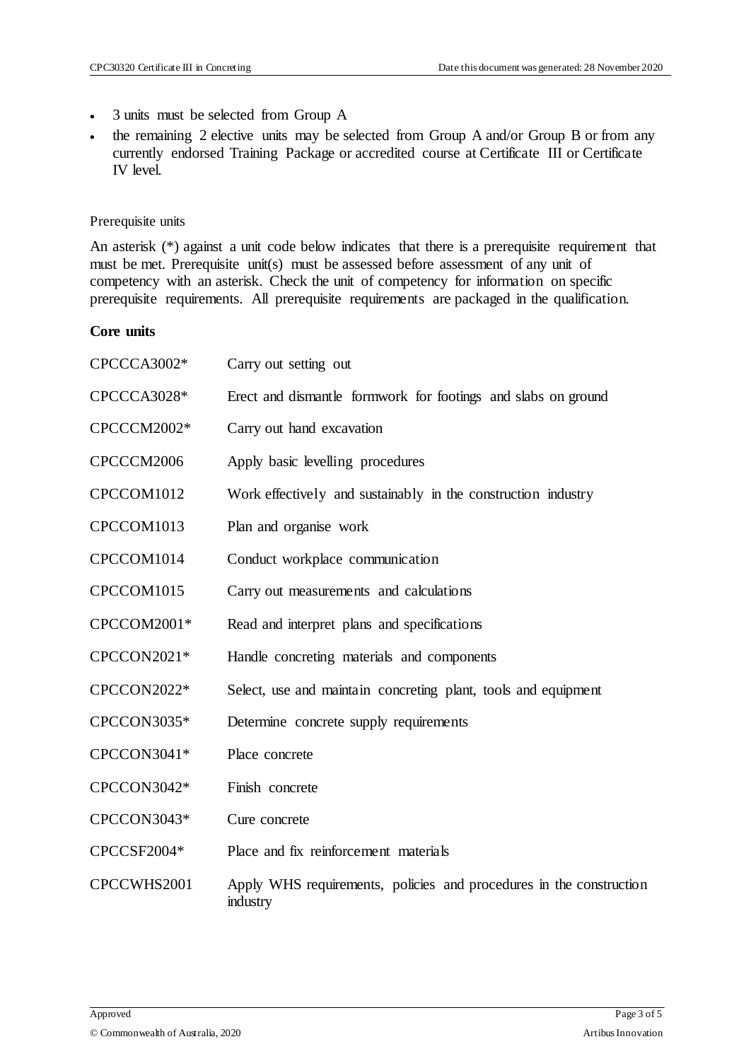- 3 units must be selected from Group A
- the remaining 2 elective units may be selected from Group A and/or Group B or from any currently endorsed Training Package or accredited course at Certificate III or Certificate IV level.

Prerequisite units

An asterisk (*) against a unit code below indicates that there is a prerequisite requirement that must be met. Prerequisite unit(s) must be assessed before assessment of any unit of competency with an asterisk. Check the unit of competency for information on specific prerequisite requirements. All prerequisite requirements are packaged in the qualification.

**Core units**

| | |
|---|---|
| CPCCCA3002* | Carry out setting out |
| CPCCCA3028* | Erect and dismantle formwork for footings and slabs on ground |
| CPCCCM2002* | Carry out hand excavation |
| CPCCCM2006 | Apply basic levelling procedures |
| CPCCOM1012 | Work effectively and sustainably in the construction industry |
| CPCCOM1013 | Plan and organise work |
| CPCCOM1014 | Conduct workplace communication |
| CPCCOM1015 | Carry out measurements and calculations |
| CPCCOM2001* | Read and interpret plans and specifications |
| CPCCON2021* | Handle concreting materials and components |
| CPCCON2022* | Select, use and maintain concreting plant, tools and equipment |
| CPCCON3035* | Determine concrete supply requirements |
| CPCCON3041* | Place concrete |
| CPCCON3042* | Finish concrete |
| CPCCON3043* | Cure concrete |
| CPCCSF2004* | Place and fix reinforcement materials |
| CPCCWHS2001 | Apply WHS requirements, policies and procedures in the construction industry |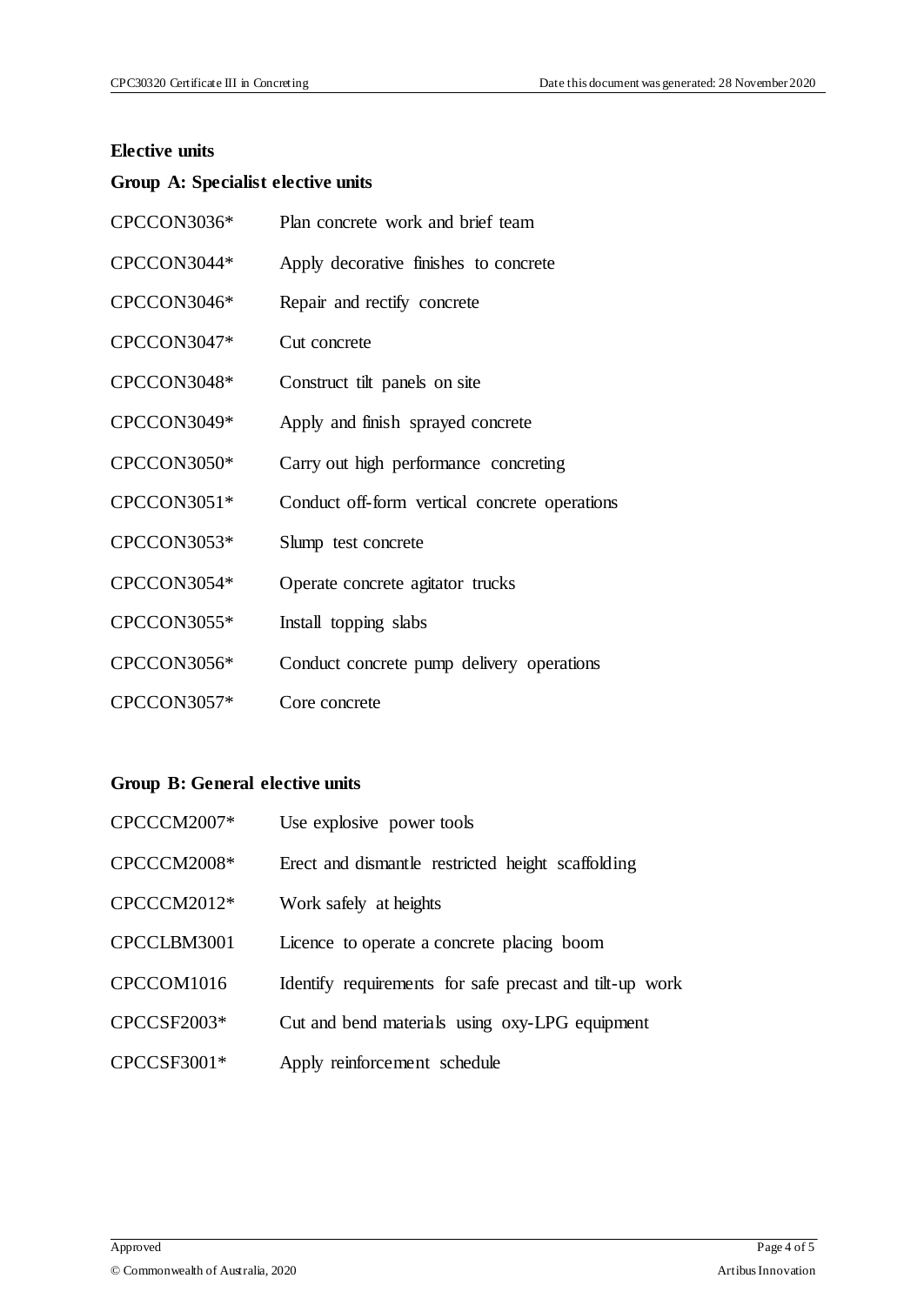## Elective units

### Group A: Specialist elective units

| | |
|---|---|
| CPCCON3036* | Plan concrete work and brief team |
| CPCCON3044* | Apply decorative finishes to concrete |
| CPCCON3046* | Repair and rectify concrete |
| CPCCON3047* | Cut concrete |
| CPCCON3048* | Construct tilt panels on site |
| CPCCON3049* | Apply and finish sprayed concrete |
| CPCCON3050* | Carry out high performance concreting |
| CPCCON3051* | Conduct off-form vertical concrete operations |
| CPCCON3053* | Slump test concrete |
| CPCCON3054* | Operate concrete agitator trucks |
| CPCCON3055* | Install topping slabs |
| CPCCON3056* | Conduct concrete pump delivery operations |
| CPCCON3057* | Core concrete |

### Group B: General elective units

| | |
|---|---|
| CPCCCM2007* | Use explosive power tools |
| CPCCCM2008* | Erect and dismantle restricted height scaffolding |
| CPCCCM2012* | Work safely at heights |
| CPCCLBM3001 | Licence to operate a concrete placing boom |
| CPCCOM1016 | Identify requirements for safe precast and tilt-up work |
| CPCCSF2003* | Cut and bend materials using oxy-LPG equipment |
| CPCCSF3001* | Apply reinforcement schedule |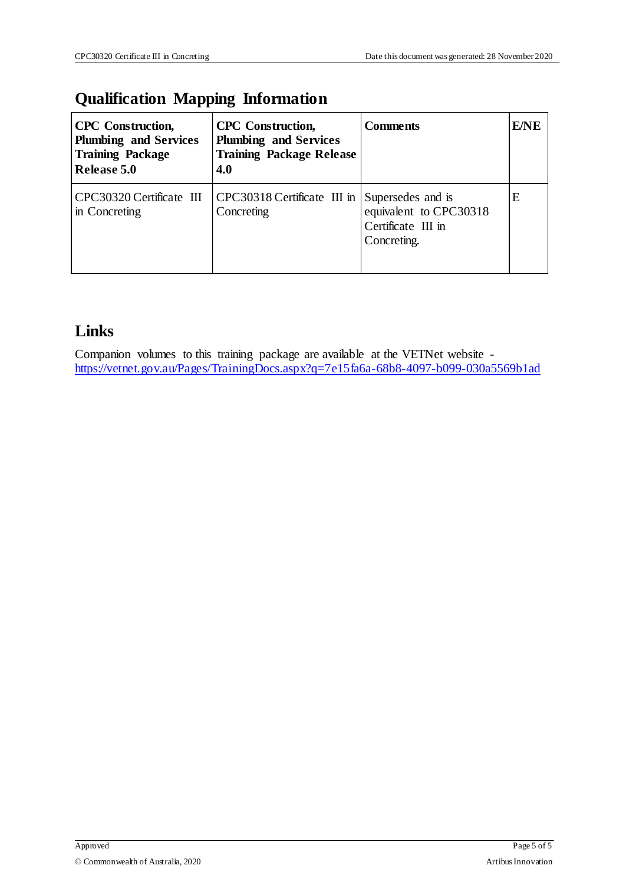## Qualification Mapping Information

| CPC Construction, Plumbing and Services Training Package Release 5.0 | CPC Construction, Plumbing and Services Training Package Release 4.0 | Comments | E/NE |
| --- | --- | --- | --- |
| CPC30320 Certificate III in Concreting | CPC30318 Certificate III in Concreting | Supersedes and is equivalent to CPC30318 Certificate III in Concreting. | E |

## Links

Companion volumes to this training package are available at the VETNet website - https://vetnet.gov.au/Pages/TrainingDocs.aspx?q=7e15fa6a-68b8-4097-b099-030a5569b1ad